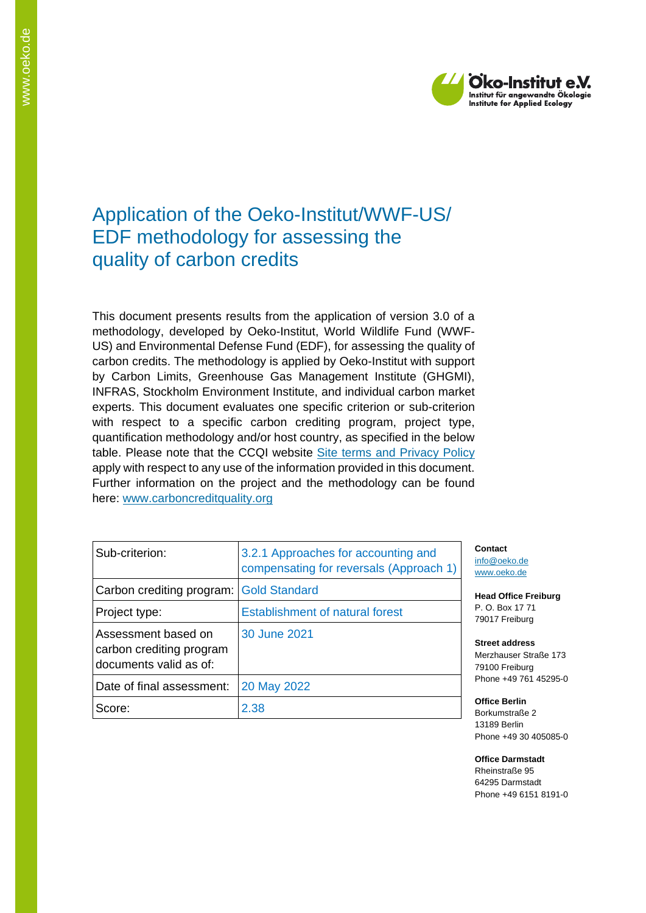# Application of the Oeko-Institut/WWF-US/EDF methodology for assessing the quality of carbon credits

This document presents results from the application of version 3.0 of a methodology, developed by Oeko-Institut, World Wildlife Fund (WWF-US) and Environmental Defense Fund (EDF), for assessing the quality of carbon credits. The methodology is applied by Oeko-Institut with support by Carbon Limits, Greenhouse Gas Management Institute (GHGMI), INFRAS, Stockholm Environment Institute, and individual carbon market experts. This document evaluates one specific criterion or sub-criterion with respect to a specific carbon crediting program, project type, quantification methodology and/or host country, as specified in the below table. Please note that the CCQI website Site terms and Privacy Policy apply with respect to any use of the information provided in this document. Further information on the project and the methodology can be found here: www.carboncreditquality.org

| | |
|---|---|
| Sub-criterion: | 3.2.1 Approaches for accounting and compensating for reversals (Approach 1) |
| Carbon crediting program: | Gold Standard |
| Project type: | Establishment of natural forest |
| Assessment based on carbon crediting program documents valid as of: | 30 June 2021 |
| Date of final assessment: | 20 May 2022 |
| Score: | 2.38 |

**Contact**
info@oeko.de
www.oeko.de

**Head Office Freiburg**
P. O. Box 17 71
79017 Freiburg

**Street address**
Merzhauser Straße 173
79100 Freiburg
Phone +49 761 45295-0

**Office Berlin**
Borkumstraße 2
13189 Berlin
Phone +49 30 405085-0

**Office Darmstadt**
Rheinstraße 95
64295 Darmstadt
Phone +49 6151 8191-0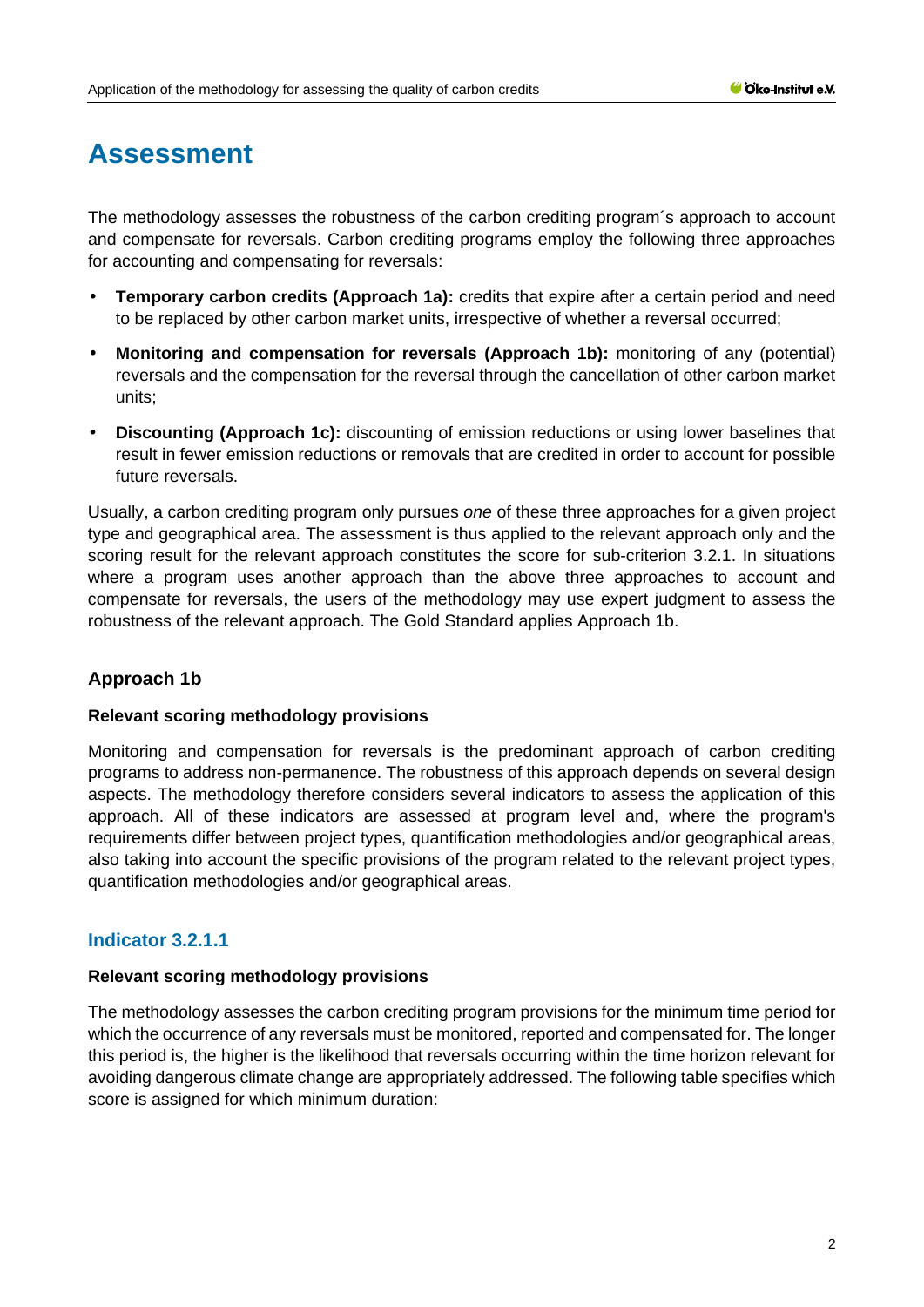# Assessment

The methodology assesses the robustness of the carbon crediting program´s approach to account and compensate for reversals. Carbon crediting programs employ the following three approaches for accounting and compensating for reversals:

- **Temporary carbon credits (Approach 1a):** credits that expire after a certain period and need to be replaced by other carbon market units, irrespective of whether a reversal occurred;
- **Monitoring and compensation for reversals (Approach 1b):** monitoring of any (potential) reversals and the compensation for the reversal through the cancellation of other carbon market units;
- **Discounting (Approach 1c):** discounting of emission reductions or using lower baselines that result in fewer emission reductions or removals that are credited in order to account for possible future reversals.

Usually, a carbon crediting program only pursues *one* of these three approaches for a given project type and geographical area. The assessment is thus applied to the relevant approach only and the scoring result for the relevant approach constitutes the score for sub-criterion 3.2.1. In situations where a program uses another approach than the above three approaches to account and compensate for reversals, the users of the methodology may use expert judgment to assess the robustness of the relevant approach. The Gold Standard applies Approach 1b.

### Approach 1b

#### Relevant scoring methodology provisions

Monitoring and compensation for reversals is the predominant approach of carbon crediting programs to address non-permanence. The robustness of this approach depends on several design aspects. The methodology therefore considers several indicators to assess the application of this approach. All of these indicators are assessed at program level and, where the program's requirements differ between project types, quantification methodologies and/or geographical areas, also taking into account the specific provisions of the program related to the relevant project types, quantification methodologies and/or geographical areas.

### Indicator 3.2.1.1

#### Relevant scoring methodology provisions

The methodology assesses the carbon crediting program provisions for the minimum time period for which the occurrence of any reversals must be monitored, reported and compensated for. The longer this period is, the higher is the likelihood that reversals occurring within the time horizon relevant for avoiding dangerous climate change are appropriately addressed. The following table specifies which score is assigned for which minimum duration: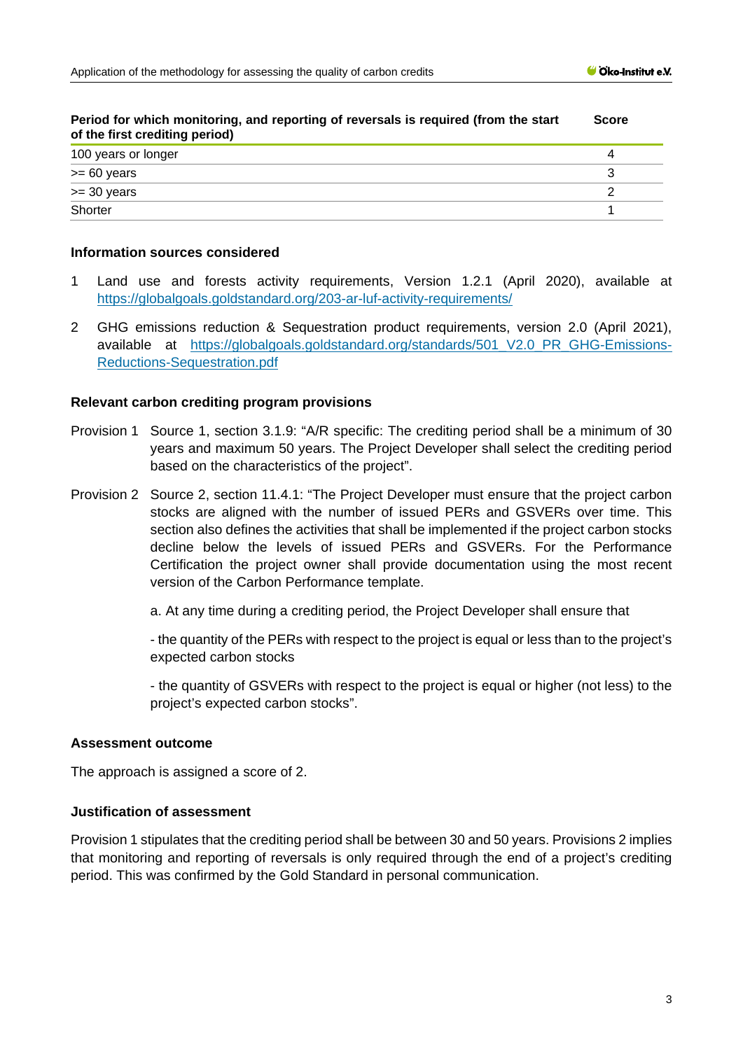| Period for which monitoring, and reporting of reversals is required (from the start of the first crediting period) | Score |
|---|---|
| 100 years or longer | 4 |
| >= 60 years | 3 |
| >= 30 years | 2 |
| Shorter | 1 |

### Information sources considered

1. Land use and forests activity requirements, Version 1.2.1 (April 2020), available at https://globalgoals.goldstandard.org/203-ar-luf-activity-requirements/
2. GHG emissions reduction & Sequestration product requirements, version 2.0 (April 2021), available at https://globalgoals.goldstandard.org/standards/501_V2.0_PR_GHG-Emissions-Reductions-Sequestration.pdf

### Relevant carbon crediting program provisions

Provision 1 Source 1, section 3.1.9: "A/R specific: The crediting period shall be a minimum of 30 years and maximum 50 years. The Project Developer shall select the crediting period based on the characteristics of the project".

Provision 2 Source 2, section 11.4.1: "The Project Developer must ensure that the project carbon stocks are aligned with the number of issued PERs and GSVERs over time. This section also defines the activities that shall be implemented if the project carbon stocks decline below the levels of issued PERs and GSVERs. For the Performance Certification the project owner shall provide documentation using the most recent version of the Carbon Performance template.

a. At any time during a crediting period, the Project Developer shall ensure that

- the quantity of the PERs with respect to the project is equal or less than to the project's expected carbon stocks

- the quantity of GSVERs with respect to the project is equal or higher (not less) to the project's expected carbon stocks".

### Assessment outcome

The approach is assigned a score of 2.

### Justification of assessment

Provision 1 stipulates that the crediting period shall be between 30 and 50 years. Provisions 2 implies that monitoring and reporting of reversals is only required through the end of a project's crediting period. This was confirmed by the Gold Standard in personal communication.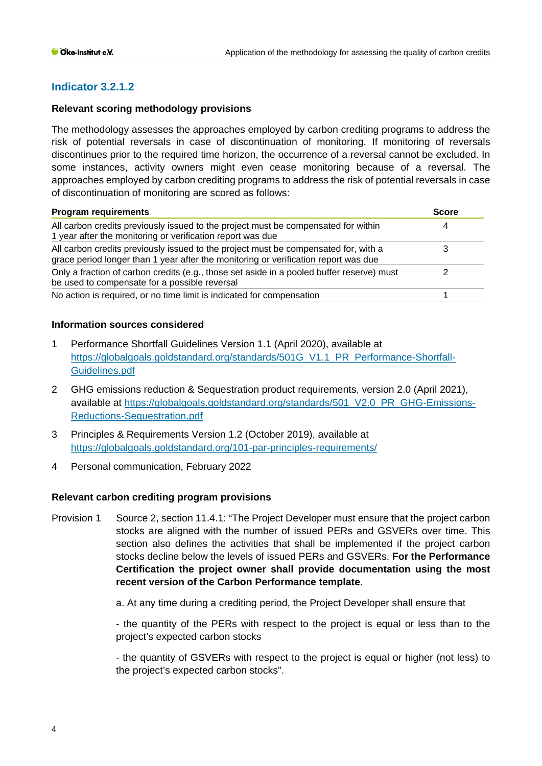## Indicator 3.2.1.2

### Relevant scoring methodology provisions

The methodology assesses the approaches employed by carbon crediting programs to address the risk of potential reversals in case of discontinuation of monitoring. If monitoring of reversals discontinues prior to the required time horizon, the occurrence of a reversal cannot be excluded. In some instances, activity owners might even cease monitoring because of a reversal. The approaches employed by carbon crediting programs to address the risk of potential reversals in case of discontinuation of monitoring are scored as follows:

| Program requirements | Score |
|---|---|
| All carbon credits previously issued to the project must be compensated for within 1 year after the monitoring or verification report was due | 4 |
| All carbon credits previously issued to the project must be compensated for, with a grace period longer than 1 year after the monitoring or verification report was due | 3 |
| Only a fraction of carbon credits (e.g., those set aside in a pooled buffer reserve) must be used to compensate for a possible reversal | 2 |
| No action is required, or no time limit is indicated for compensation | 1 |

### Information sources considered

1. Performance Shortfall Guidelines Version 1.1 (April 2020), available at https://globalgoals.goldstandard.org/standards/501G_V1.1_PR_Performance-Shortfall-Guidelines.pdf
2. GHG emissions reduction & Sequestration product requirements, version 2.0 (April 2021), available at https://globalgoals.goldstandard.org/standards/501_V2.0_PR_GHG-Emissions-Reductions-Sequestration.pdf
3. Principles & Requirements Version 1.2 (October 2019), available at https://globalgoals.goldstandard.org/101-par-principles-requirements/
4. Personal communication, February 2022

### Relevant carbon crediting program provisions

Provision 1 Source 2, section 11.4.1: "The Project Developer must ensure that the project carbon stocks are aligned with the number of issued PERs and GSVERs over time. This section also defines the activities that shall be implemented if the project carbon stocks decline below the levels of issued PERs and GSVERs. **For the Performance Certification the project owner shall provide documentation using the most recent version of the Carbon Performance template**.

a. At any time during a crediting period, the Project Developer shall ensure that

- the quantity of the PERs with respect to the project is equal or less than to the project's expected carbon stocks

- the quantity of GSVERs with respect to the project is equal or higher (not less) to the project's expected carbon stocks".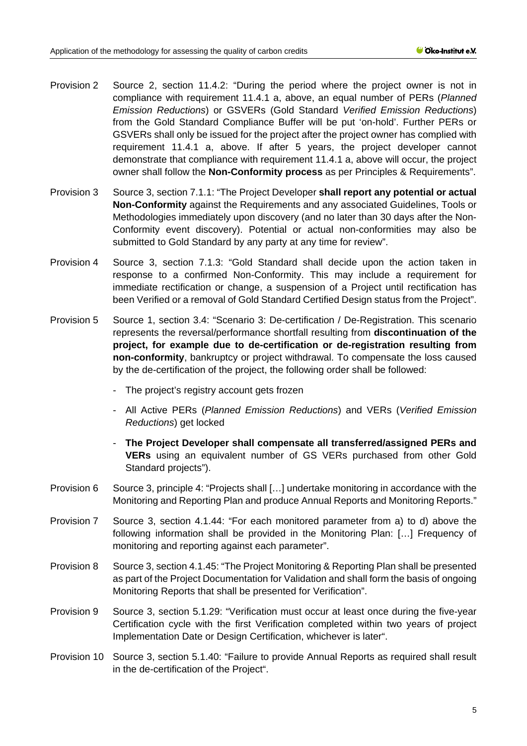Provision 2 Source 2, section 11.4.2: "During the period where the project owner is not in compliance with requirement 11.4.1 a, above, an equal number of PERs (*Planned Emission Reductions*) or GSVERs (Gold Standard *Verified Emission Reductions*) from the Gold Standard Compliance Buffer will be put 'on-hold'. Further PERs or GSVERs shall only be issued for the project after the project owner has complied with requirement 11.4.1 a, above. If after 5 years, the project developer cannot demonstrate that compliance with requirement 11.4.1 a, above will occur, the project owner shall follow the **Non-Conformity process** as per Principles & Requirements".

Provision 3 Source 3, section 7.1.1: "The Project Developer **shall report any potential or actual Non-Conformity** against the Requirements and any associated Guidelines, Tools or Methodologies immediately upon discovery (and no later than 30 days after the Non-Conformity event discovery). Potential or actual non-conformities may also be submitted to Gold Standard by any party at any time for review".

Provision 4 Source 3, section 7.1.3: "Gold Standard shall decide upon the action taken in response to a confirmed Non-Conformity. This may include a requirement for immediate rectification or change, a suspension of a Project until rectification has been Verified or a removal of Gold Standard Certified Design status from the Project".

Provision 5 Source 1, section 3.4: "Scenario 3: De-certification / De-Registration. This scenario represents the reversal/performance shortfall resulting from **discontinuation of the project, for example due to de-certification or de-registration resulting from non-conformity**, bankruptcy or project withdrawal. To compensate the loss caused by the de-certification of the project, the following order shall be followed:

- The project's registry account gets frozen
- All Active PERs (*Planned Emission Reductions*) and VERs (*Verified Emission Reductions*) get locked
- **The Project Developer shall compensate all transferred/assigned PERs and VERs** using an equivalent number of GS VERs purchased from other Gold Standard projects").

Provision 6 Source 3, principle 4: "Projects shall […] undertake monitoring in accordance with the Monitoring and Reporting Plan and produce Annual Reports and Monitoring Reports."

Provision 7 Source 3, section 4.1.44: "For each monitored parameter from a) to d) above the following information shall be provided in the Monitoring Plan: […] Frequency of monitoring and reporting against each parameter".

Provision 8 Source 3, section 4.1.45: "The Project Monitoring & Reporting Plan shall be presented as part of the Project Documentation for Validation and shall form the basis of ongoing Monitoring Reports that shall be presented for Verification".

Provision 9 Source 3, section 5.1.29: "Verification must occur at least once during the five-year Certification cycle with the first Verification completed within two years of project Implementation Date or Design Certification, whichever is later".

Provision 10 Source 3, section 5.1.40: "Failure to provide Annual Reports as required shall result in the de-certification of the Project".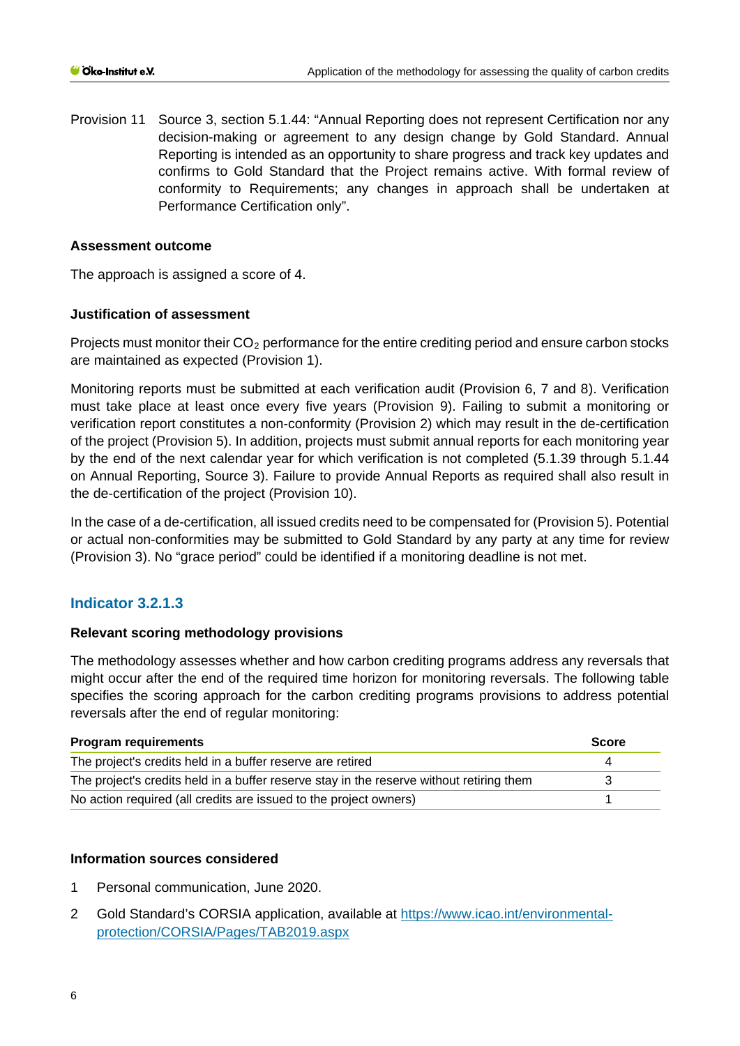Provision 11 Source 3, section 5.1.44: "Annual Reporting does not represent Certification nor any decision-making or agreement to any design change by Gold Standard. Annual Reporting is intended as an opportunity to share progress and track key updates and confirms to Gold Standard that the Project remains active. With formal review of conformity to Requirements; any changes in approach shall be undertaken at Performance Certification only".

**Assessment outcome**

The approach is assigned a score of 4.

**Justification of assessment**

Projects must monitor their $CO_2$ performance for the entire crediting period and ensure carbon stocks are maintained as expected (Provision 1).

Monitoring reports must be submitted at each verification audit (Provision 6, 7 and 8). Verification must take place at least once every five years (Provision 9). Failing to submit a monitoring or verification report constitutes a non-conformity (Provision 2) which may result in the de-certification of the project (Provision 5). In addition, projects must submit annual reports for each monitoring year by the end of the next calendar year for which verification is not completed (5.1.39 through 5.1.44 on Annual Reporting, Source 3). Failure to provide Annual Reports as required shall also result in the de-certification of the project (Provision 10).

In the case of a de-certification, all issued credits need to be compensated for (Provision 5). Potential or actual non-conformities may be submitted to Gold Standard by any party at any time for review (Provision 3). No "grace period" could be identified if a monitoring deadline is not met.

## Indicator 3.2.1.3

**Relevant scoring methodology provisions**

The methodology assesses whether and how carbon crediting programs address any reversals that might occur after the end of the required time horizon for monitoring reversals. The following table specifies the scoring approach for the carbon crediting programs provisions to address potential reversals after the end of regular monitoring:

| Program requirements | Score |
|---|---|
| The project's credits held in a buffer reserve are retired | 4 |
| The project's credits held in a buffer reserve stay in the reserve without retiring them | 3 |
| No action required (all credits are issued to the project owners) | 1 |

**Information sources considered**

1. Personal communication, June 2020.
2. Gold Standard's CORSIA application, available at https://www.icao.int/environmental-protection/CORSIA/Pages/TAB2019.aspx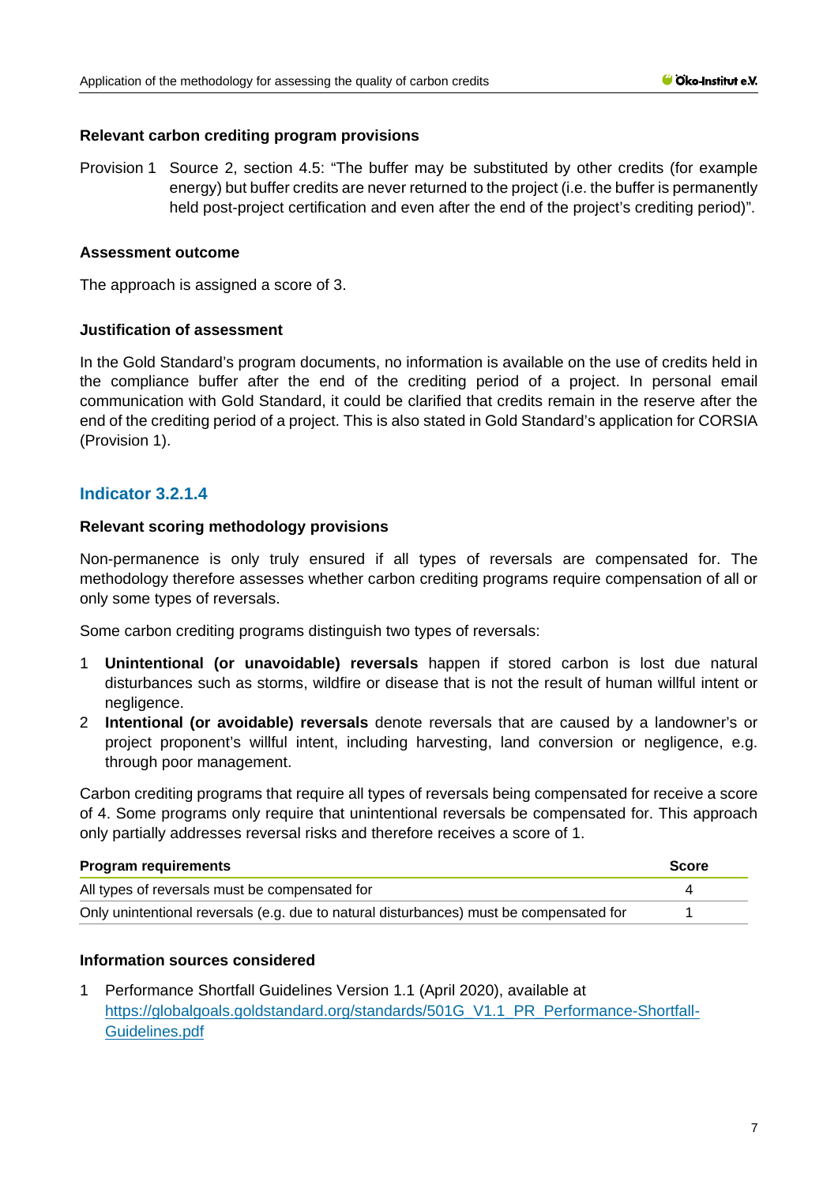#### Relevant carbon crediting program provisions

Provision 1 Source 2, section 4.5: "The buffer may be substituted by other credits (for example energy) but buffer credits are never returned to the project (i.e. the buffer is permanently held post-project certification and even after the end of the project's crediting period)".

#### Assessment outcome

The approach is assigned a score of 3.

#### Justification of assessment

In the Gold Standard's program documents, no information is available on the use of credits held in the compliance buffer after the end of the crediting period of a project. In personal email communication with Gold Standard, it could be clarified that credits remain in the reserve after the end of the crediting period of a project. This is also stated in Gold Standard's application for CORSIA (Provision 1).

### Indicator 3.2.1.4

#### Relevant scoring methodology provisions

Non-permanence is only truly ensured if all types of reversals are compensated for. The methodology therefore assesses whether carbon crediting programs require compensation of all or only some types of reversals.

Some carbon crediting programs distinguish two types of reversals:

1. **Unintentional (or unavoidable) reversals** happen if stored carbon is lost due natural disturbances such as storms, wildfire or disease that is not the result of human willful intent or negligence.
2. **Intentional (or avoidable) reversals** denote reversals that are caused by a landowner's or project proponent's willful intent, including harvesting, land conversion or negligence, e.g. through poor management.

Carbon crediting programs that require all types of reversals being compensated for receive a score of 4. Some programs only require that unintentional reversals be compensated for. This approach only partially addresses reversal risks and therefore receives a score of 1.

| Program requirements | Score |
|---|---|
| All types of reversals must be compensated for | 4 |
| Only unintentional reversals (e.g. due to natural disturbances) must be compensated for | 1 |

#### Information sources considered

1. Performance Shortfall Guidelines Version 1.1 (April 2020), available at https://globalgoals.goldstandard.org/standards/501G_V1.1_PR_Performance-Shortfall-Guidelines.pdf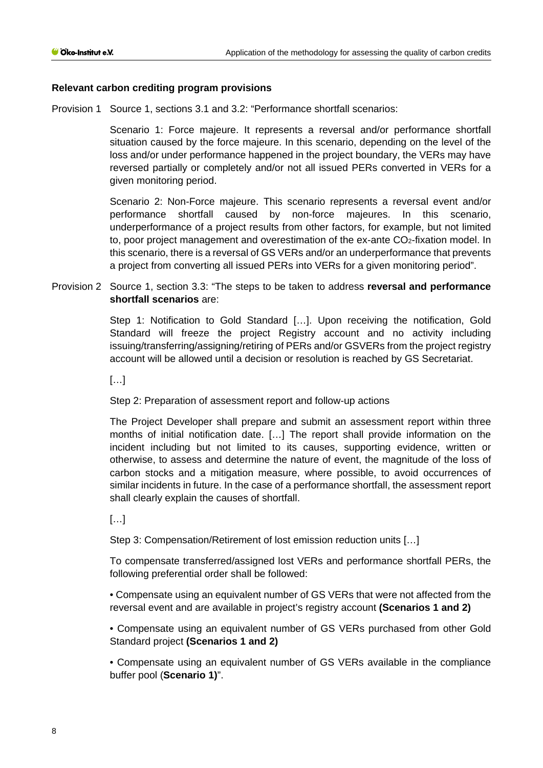**Relevant carbon crediting program provisions**

Provision 1 Source 1, sections 3.1 and 3.2: "Performance shortfall scenarios:

Scenario 1: Force majeure. It represents a reversal and/or performance shortfall situation caused by the force majeure. In this scenario, depending on the level of the loss and/or under performance happened in the project boundary, the VERs may have reversed partially or completely and/or not all issued PERs converted in VERs for a given monitoring period.

Scenario 2: Non-Force majeure. This scenario represents a reversal event and/or performance shortfall caused by non-force majeures. In this scenario, underperformance of a project results from other factors, for example, but not limited to, poor project management and overestimation of the ex-ante $CO_2$-fixation model. In this scenario, there is a reversal of GS VERs and/or an underperformance that prevents a project from converting all issued PERs into VERs for a given monitoring period".

Provision 2 Source 1, section 3.3: "The steps to be taken to address **reversal and performance shortfall scenarios** are:

Step 1: Notification to Gold Standard […]. Upon receiving the notification, Gold Standard will freeze the project Registry account and no activity including issuing/transferring/assigning/retiring of PERs and/or GSVERs from the project registry account will be allowed until a decision or resolution is reached by GS Secretariat.

[…]

Step 2: Preparation of assessment report and follow-up actions

The Project Developer shall prepare and submit an assessment report within three months of initial notification date. […] The report shall provide information on the incident including but not limited to its causes, supporting evidence, written or otherwise, to assess and determine the nature of event, the magnitude of the loss of carbon stocks and a mitigation measure, where possible, to avoid occurrences of similar incidents in future. In the case of a performance shortfall, the assessment report shall clearly explain the causes of shortfall.

[…]

Step 3: Compensation/Retirement of lost emission reduction units […]

To compensate transferred/assigned lost VERs and performance shortfall PERs, the following preferential order shall be followed:

• Compensate using an equivalent number of GS VERs that were not affected from the reversal event and are available in project's registry account **(Scenarios 1 and 2)**

• Compensate using an equivalent number of GS VERs purchased from other Gold Standard project **(Scenarios 1 and 2)**

• Compensate using an equivalent number of GS VERs available in the compliance buffer pool (**Scenario 1)**".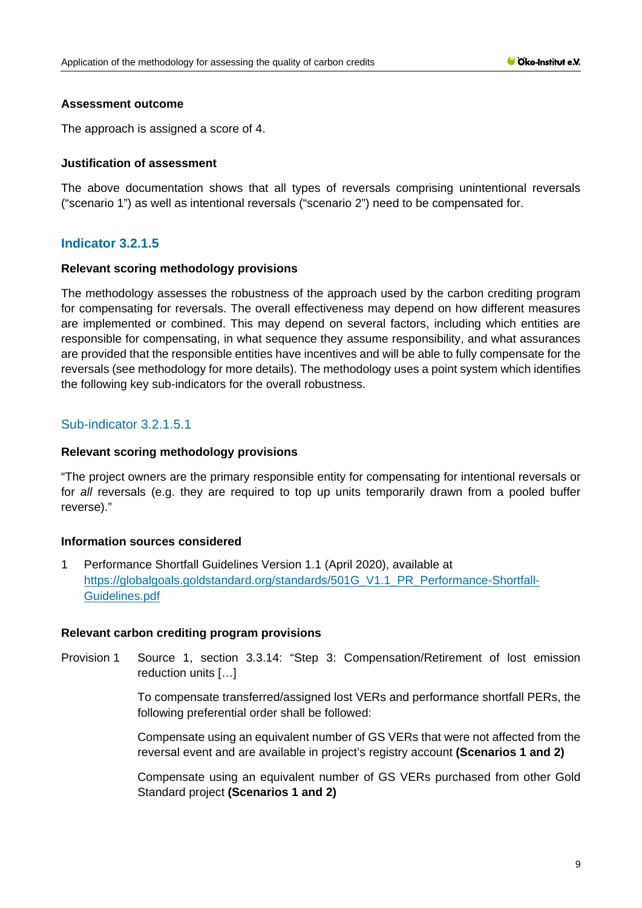#### Assessment outcome

The approach is assigned a score of 4.

#### Justification of assessment

The above documentation shows that all types of reversals comprising unintentional reversals (“scenario 1”) as well as intentional reversals (“scenario 2”) need to be compensated for.

## Indicator 3.2.1.5

#### Relevant scoring methodology provisions

The methodology assesses the robustness of the approach used by the carbon crediting program for compensating for reversals. The overall effectiveness may depend on how different measures are implemented or combined. This may depend on several factors, including which entities are responsible for compensating, in what sequence they assume responsibility, and what assurances are provided that the responsible entities have incentives and will be able to fully compensate for the reversals (see methodology for more details). The methodology uses a point system which identifies the following key sub-indicators for the overall robustness.

### Sub-indicator 3.2.1.5.1

#### Relevant scoring methodology provisions

“The project owners are the primary responsible entity for compensating for intentional reversals or for *all* reversals (e.g. they are required to top up units temporarily drawn from a pooled buffer reverse).”

#### Information sources considered

1 Performance Shortfall Guidelines Version 1.1 (April 2020), available at https://globalgoals.goldstandard.org/standards/501G_V1.1_PR_Performance-Shortfall-Guidelines.pdf

#### Relevant carbon crediting program provisions

Provision 1 Source 1, section 3.3.14: “Step 3: Compensation/Retirement of lost emission reduction units […]

To compensate transferred/assigned lost VERs and performance shortfall PERs, the following preferential order shall be followed:

Compensate using an equivalent number of GS VERs that were not affected from the reversal event and are available in project’s registry account **(Scenarios 1 and 2)**

Compensate using an equivalent number of GS VERs purchased from other Gold Standard project **(Scenarios 1 and 2)**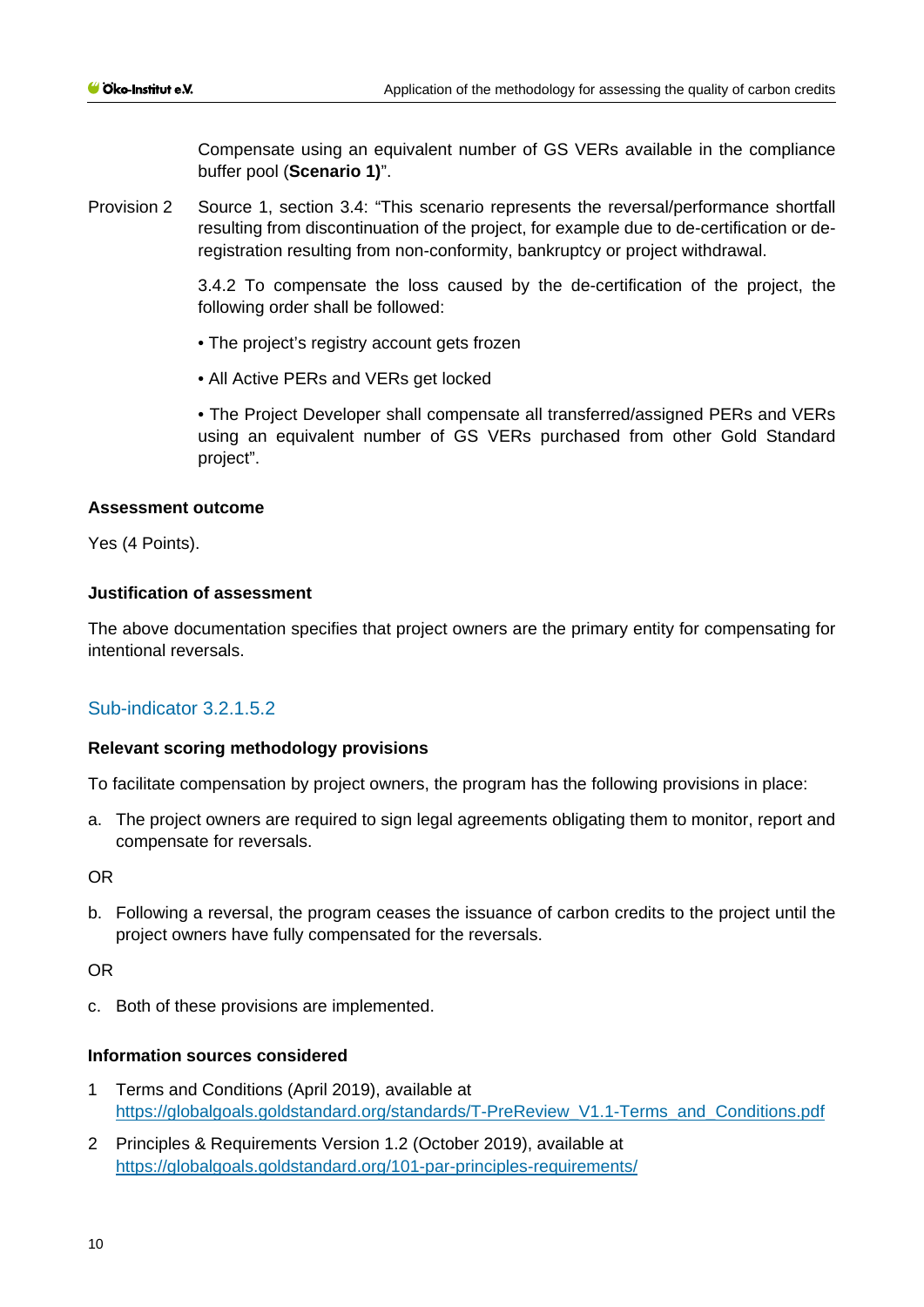Compensate using an equivalent number of GS VERs available in the compliance buffer pool (**Scenario 1)**".

Provision 2 Source 1, section 3.4: "This scenario represents the reversal/performance shortfall resulting from discontinuation of the project, for example due to de-certification or de-registration resulting from non-conformity, bankruptcy or project withdrawal.

3.4.2 To compensate the loss caused by the de-certification of the project, the following order shall be followed:

• The project's registry account gets frozen

• All Active PERs and VERs get locked

• The Project Developer shall compensate all transferred/assigned PERs and VERs using an equivalent number of GS VERs purchased from other Gold Standard project".

**Assessment outcome**

Yes (4 Points).

**Justification of assessment**

The above documentation specifies that project owners are the primary entity for compensating for intentional reversals.

## Sub-indicator 3.2.1.5.2

**Relevant scoring methodology provisions**

To facilitate compensation by project owners, the program has the following provisions in place:

a. The project owners are required to sign legal agreements obligating them to monitor, report and compensate for reversals.

OR

b. Following a reversal, the program ceases the issuance of carbon credits to the project until the project owners have fully compensated for the reversals.

OR

c. Both of these provisions are implemented.

**Information sources considered**

1 Terms and Conditions (April 2019), available at https://globalgoals.goldstandard.org/standards/T-PreReview_V1.1-Terms_and_Conditions.pdf

2 Principles & Requirements Version 1.2 (October 2019), available at https://globalgoals.goldstandard.org/101-par-principles-requirements/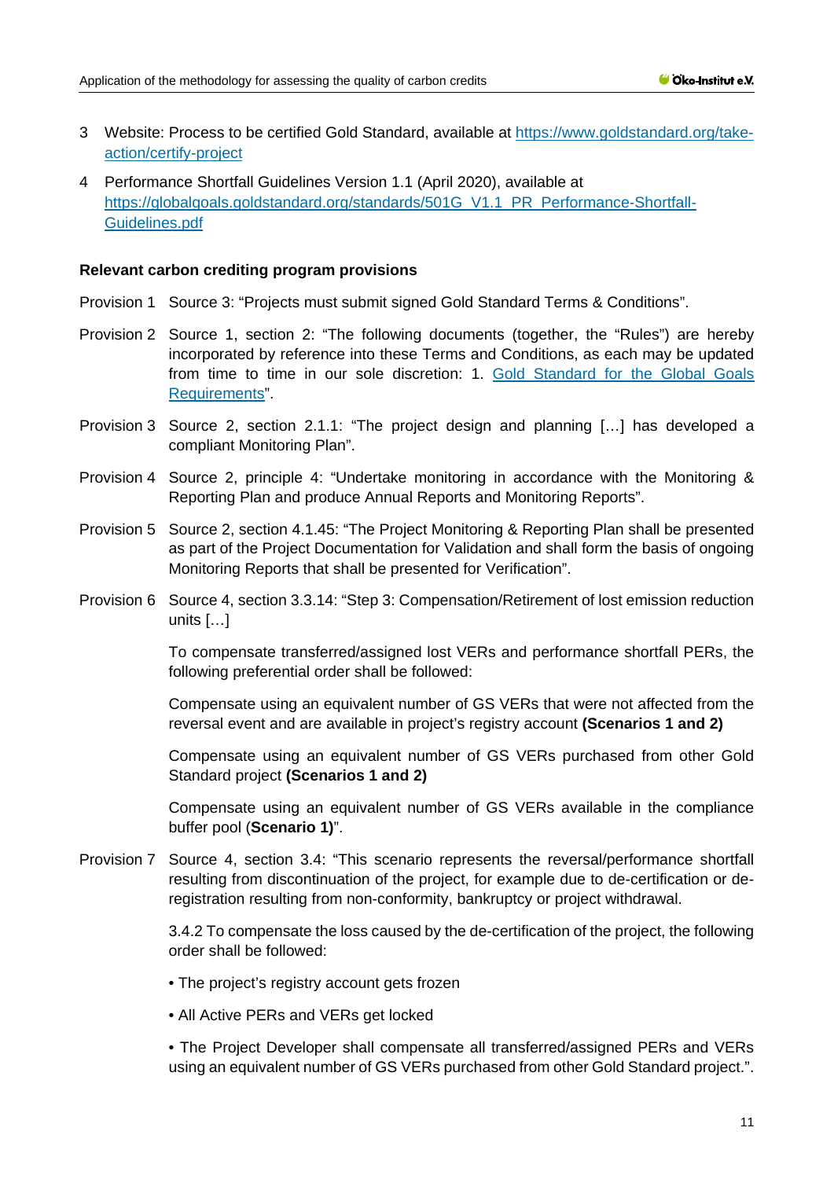3 Website: Process to be certified Gold Standard, available at [https://www.goldstandard.org/take-action/certify-project](https://www.goldstandard.org/take-action/certify-project)

4 Performance Shortfall Guidelines Version 1.1 (April 2020), available at [https://globalgoals.goldstandard.org/standards/501G_V1.1_PR_Performance-Shortfall-Guidelines.pdf](https://globalgoals.goldstandard.org/standards/501G_V1.1_PR_Performance-Shortfall-Guidelines.pdf)

**Relevant carbon crediting program provisions**

Provision 1 Source 3: "Projects must submit signed Gold Standard Terms & Conditions".

Provision 2 Source 1, section 2: "The following documents (together, the "Rules") are hereby incorporated by reference into these Terms and Conditions, as each may be updated from time to time in our sole discretion: 1. Gold Standard for the Global Goals Requirements".

Provision 3 Source 2, section 2.1.1: "The project design and planning […] has developed a compliant Monitoring Plan".

Provision 4 Source 2, principle 4: "Undertake monitoring in accordance with the Monitoring & Reporting Plan and produce Annual Reports and Monitoring Reports".

Provision 5 Source 2, section 4.1.45: "The Project Monitoring & Reporting Plan shall be presented as part of the Project Documentation for Validation and shall form the basis of ongoing Monitoring Reports that shall be presented for Verification".

Provision 6 Source 4, section 3.3.14: "Step 3: Compensation/Retirement of lost emission reduction units […]

To compensate transferred/assigned lost VERs and performance shortfall PERs, the following preferential order shall be followed:

Compensate using an equivalent number of GS VERs that were not affected from the reversal event and are available in project's registry account **(Scenarios 1 and 2)**

Compensate using an equivalent number of GS VERs purchased from other Gold Standard project **(Scenarios 1 and 2)**

Compensate using an equivalent number of GS VERs available in the compliance buffer pool (**Scenario 1)**".

Provision 7 Source 4, section 3.4: "This scenario represents the reversal/performance shortfall resulting from discontinuation of the project, for example due to de-certification or de-registration resulting from non-conformity, bankruptcy or project withdrawal.

3.4.2 To compensate the loss caused by the de-certification of the project, the following order shall be followed:

- The project's registry account gets frozen
- All Active PERs and VERs get locked
- The Project Developer shall compensate all transferred/assigned PERs and VERs using an equivalent number of GS VERs purchased from other Gold Standard project.".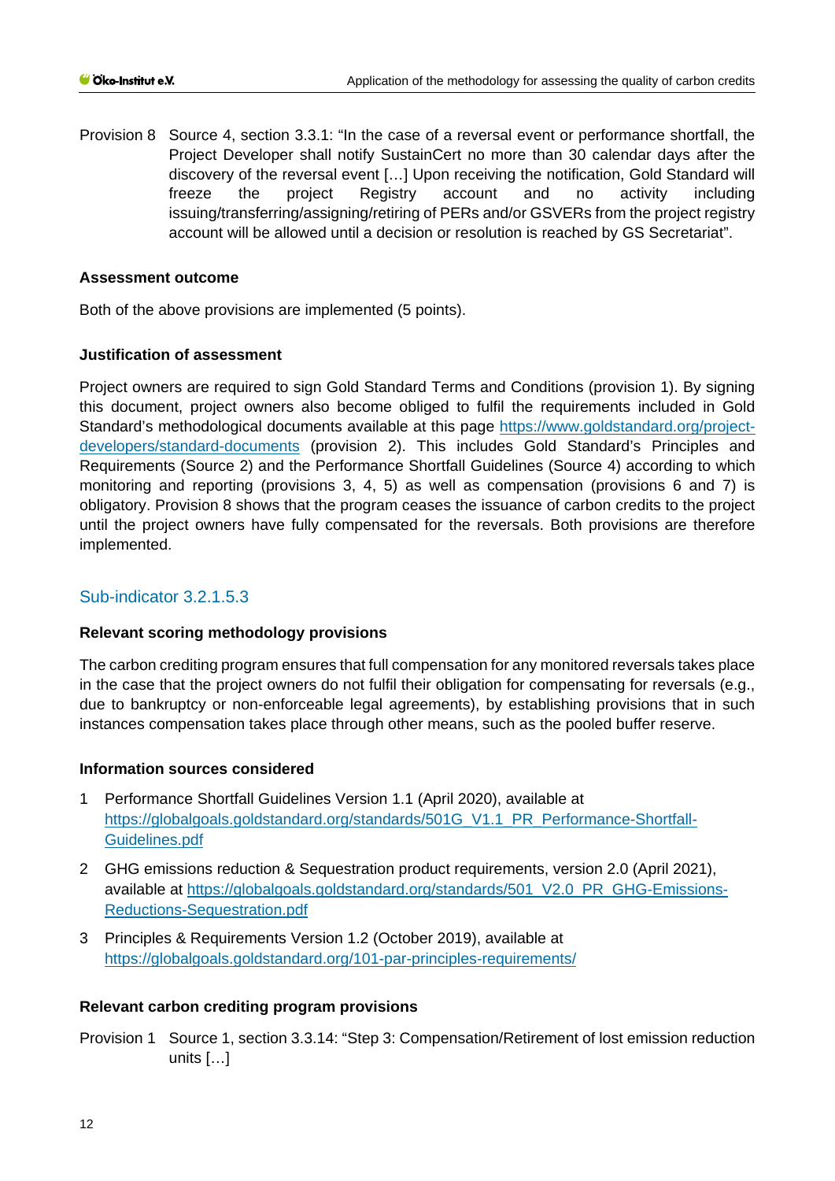Provision 8 Source 4, section 3.3.1: "In the case of a reversal event or performance shortfall, the Project Developer shall notify SustainCert no more than 30 calendar days after the discovery of the reversal event […] Upon receiving the notification, Gold Standard will freeze the project Registry account and no activity including issuing/transferring/assigning/retiring of PERs and/or GSVERs from the project registry account will be allowed until a decision or resolution is reached by GS Secretariat".

**Assessment outcome**

Both of the above provisions are implemented (5 points).

**Justification of assessment**

Project owners are required to sign Gold Standard Terms and Conditions (provision 1). By signing this document, project owners also become obliged to fulfil the requirements included in Gold Standard's methodological documents available at this page [https://www.goldstandard.org/project-developers/standard-documents](https://www.goldstandard.org/project-developers/standard-documents) (provision 2). This includes Gold Standard's Principles and Requirements (Source 2) and the Performance Shortfall Guidelines (Source 4) according to which monitoring and reporting (provisions 3, 4, 5) as well as compensation (provisions 6 and 7) is obligatory. Provision 8 shows that the program ceases the issuance of carbon credits to the project until the project owners have fully compensated for the reversals. Both provisions are therefore implemented.

## Sub-indicator 3.2.1.5.3

**Relevant scoring methodology provisions**

The carbon crediting program ensures that full compensation for any monitored reversals takes place in the case that the project owners do not fulfil their obligation for compensating for reversals (e.g., due to bankruptcy or non-enforceable legal agreements), by establishing provisions that in such instances compensation takes place through other means, such as the pooled buffer reserve.

**Information sources considered**

1. Performance Shortfall Guidelines Version 1.1 (April 2020), available at [https://globalgoals.goldstandard.org/standards/501G_V1.1_PR_Performance-Shortfall-Guidelines.pdf](https://globalgoals.goldstandard.org/standards/501G_V1.1_PR_Performance-Shortfall-Guidelines.pdf)
2. GHG emissions reduction & Sequestration product requirements, version 2.0 (April 2021), available at [https://globalgoals.goldstandard.org/standards/501_V2.0_PR_GHG-Emissions-Reductions-Sequestration.pdf](https://globalgoals.goldstandard.org/standards/501_V2.0_PR_GHG-Emissions-Reductions-Sequestration.pdf)
3. Principles & Requirements Version 1.2 (October 2019), available at [https://globalgoals.goldstandard.org/101-par-principles-requirements/](https://globalgoals.goldstandard.org/101-par-principles-requirements/)

**Relevant carbon crediting program provisions**

Provision 1 Source 1, section 3.3.14: "Step 3: Compensation/Retirement of lost emission reduction units […]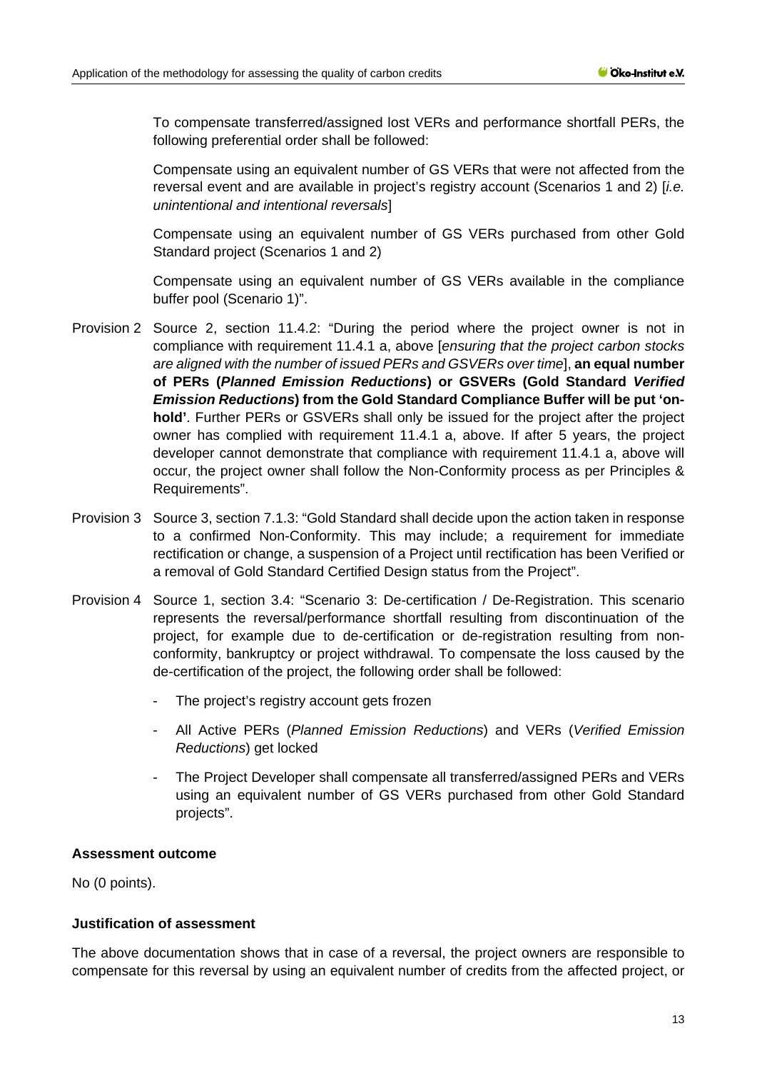To compensate transferred/assigned lost VERs and performance shortfall PERs, the following preferential order shall be followed:

Compensate using an equivalent number of GS VERs that were not affected from the reversal event and are available in project's registry account (Scenarios 1 and 2) [*i.e. unintentional and intentional reversals*]

Compensate using an equivalent number of GS VERs purchased from other Gold Standard project (Scenarios 1 and 2)

Compensate using an equivalent number of GS VERs available in the compliance buffer pool (Scenario 1)".

Provision 2 Source 2, section 11.4.2: "During the period where the project owner is not in compliance with requirement 11.4.1 a, above [*ensuring that the project carbon stocks are aligned with the number of issued PERs and GSVERs over time*], **an equal number of PERs (*Planned Emission Reductions*) or GSVERs (Gold Standard *Verified Emission Reductions*) from the Gold Standard Compliance Buffer will be put 'on-hold'**. Further PERs or GSVERs shall only be issued for the project after the project owner has complied with requirement 11.4.1 a, above. If after 5 years, the project developer cannot demonstrate that compliance with requirement 11.4.1 a, above will occur, the project owner shall follow the Non-Conformity process as per Principles & Requirements".

Provision 3 Source 3, section 7.1.3: "Gold Standard shall decide upon the action taken in response to a confirmed Non-Conformity. This may include; a requirement for immediate rectification or change, a suspension of a Project until rectification has been Verified or a removal of Gold Standard Certified Design status from the Project".

Provision 4 Source 1, section 3.4: "Scenario 3: De-certification / De-Registration. This scenario represents the reversal/performance shortfall resulting from discontinuation of the project, for example due to de-certification or de-registration resulting from non-conformity, bankruptcy or project withdrawal. To compensate the loss caused by the de-certification of the project, the following order shall be followed:

- The project's registry account gets frozen
- All Active PERs (*Planned Emission Reductions*) and VERs (*Verified Emission Reductions*) get locked
- The Project Developer shall compensate all transferred/assigned PERs and VERs using an equivalent number of GS VERs purchased from other Gold Standard projects".

**Assessment outcome**

No (0 points).

**Justification of assessment**

The above documentation shows that in case of a reversal, the project owners are responsible to compensate for this reversal by using an equivalent number of credits from the affected project, or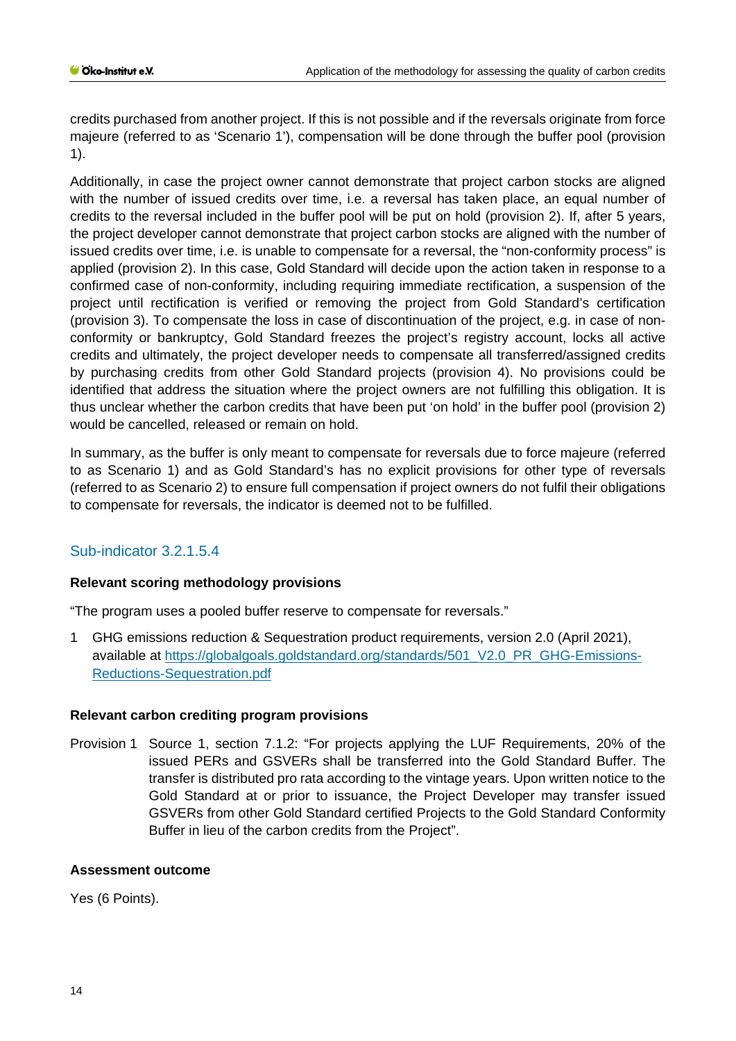credits purchased from another project. If this is not possible and if the reversals originate from force majeure (referred to as 'Scenario 1'), compensation will be done through the buffer pool (provision 1).

Additionally, in case the project owner cannot demonstrate that project carbon stocks are aligned with the number of issued credits over time, i.e. a reversal has taken place, an equal number of credits to the reversal included in the buffer pool will be put on hold (provision 2). If, after 5 years, the project developer cannot demonstrate that project carbon stocks are aligned with the number of issued credits over time, i.e. is unable to compensate for a reversal, the "non-conformity process" is applied (provision 2). In this case, Gold Standard will decide upon the action taken in response to a confirmed case of non-conformity, including requiring immediate rectification, a suspension of the project until rectification is verified or removing the project from Gold Standard's certification (provision 3). To compensate the loss in case of discontinuation of the project, e.g. in case of non-conformity or bankruptcy, Gold Standard freezes the project's registry account, locks all active credits and ultimately, the project developer needs to compensate all transferred/assigned credits by purchasing credits from other Gold Standard projects (provision 4). No provisions could be identified that address the situation where the project owners are not fulfilling this obligation. It is thus unclear whether the carbon credits that have been put 'on hold' in the buffer pool (provision 2) would be cancelled, released or remain on hold.

In summary, as the buffer is only meant to compensate for reversals due to force majeure (referred to as Scenario 1) and as Gold Standard's has no explicit provisions for other type of reversals (referred to as Scenario 2) to ensure full compensation if project owners do not fulfil their obligations to compensate for reversals, the indicator is deemed not to be fulfilled.

## Sub-indicator 3.2.1.5.4

**Relevant scoring methodology provisions**

"The program uses a pooled buffer reserve to compensate for reversals."

1 GHG emissions reduction & Sequestration product requirements, version 2.0 (April 2021), available at https://globalgoals.goldstandard.org/standards/501_V2.0_PR_GHG-Emissions-Reductions-Sequestration.pdf

**Relevant carbon crediting program provisions**

Provision 1 Source 1, section 7.1.2: "For projects applying the LUF Requirements, 20% of the issued PERs and GSVERs shall be transferred into the Gold Standard Buffer. The transfer is distributed pro rata according to the vintage years. Upon written notice to the Gold Standard at or prior to issuance, the Project Developer may transfer issued GSVERs from other Gold Standard certified Projects to the Gold Standard Conformity Buffer in lieu of the carbon credits from the Project".

**Assessment outcome**

Yes (6 Points).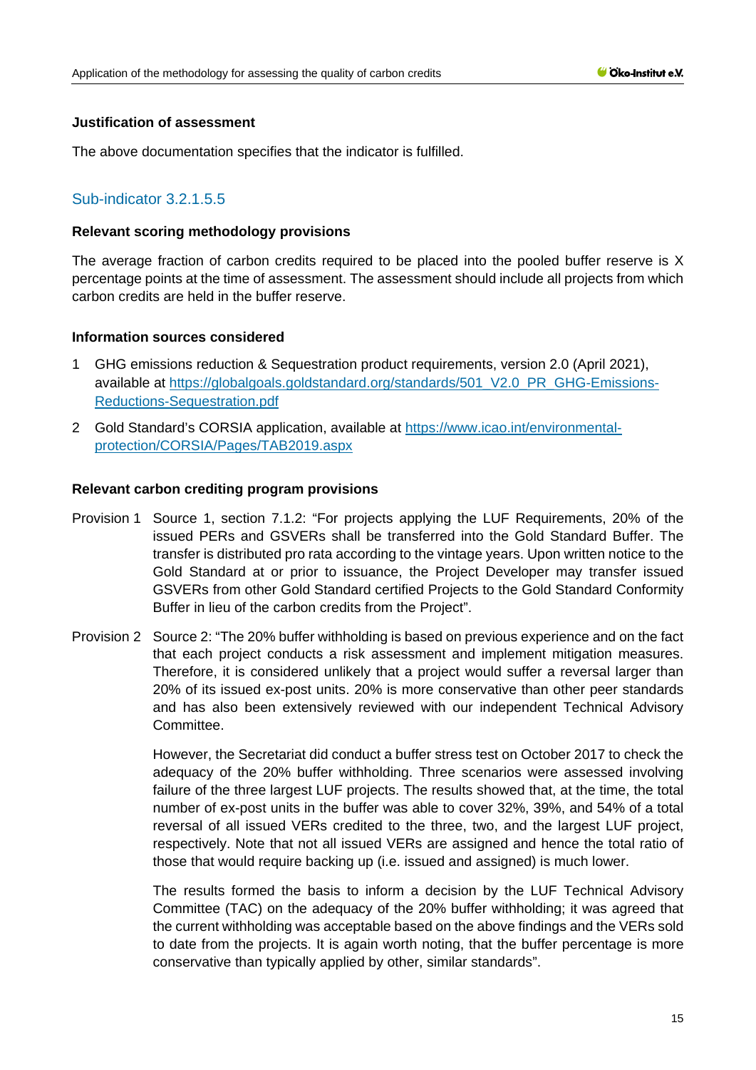**Justification of assessment**

The above documentation specifies that the indicator is fulfilled.

### Sub-indicator 3.2.1.5.5

**Relevant scoring methodology provisions**

The average fraction of carbon credits required to be placed into the pooled buffer reserve is X percentage points at the time of assessment. The assessment should include all projects from which carbon credits are held in the buffer reserve.

**Information sources considered**

1. GHG emissions reduction & Sequestration product requirements, version 2.0 (April 2021), available at https://globalgoals.goldstandard.org/standards/501_V2.0_PR_GHG-Emissions-Reductions-Sequestration.pdf
2. Gold Standard's CORSIA application, available at https://www.icao.int/environmental-protection/CORSIA/Pages/TAB2019.aspx

**Relevant carbon crediting program provisions**

Provision 1 Source 1, section 7.1.2: "For projects applying the LUF Requirements, 20% of the issued PERs and GSVERs shall be transferred into the Gold Standard Buffer. The transfer is distributed pro rata according to the vintage years. Upon written notice to the Gold Standard at or prior to issuance, the Project Developer may transfer issued GSVERs from other Gold Standard certified Projects to the Gold Standard Conformity Buffer in lieu of the carbon credits from the Project".

Provision 2 Source 2: "The 20% buffer withholding is based on previous experience and on the fact that each project conducts a risk assessment and implement mitigation measures. Therefore, it is considered unlikely that a project would suffer a reversal larger than 20% of its issued ex-post units. 20% is more conservative than other peer standards and has also been extensively reviewed with our independent Technical Advisory Committee.

However, the Secretariat did conduct a buffer stress test on October 2017 to check the adequacy of the 20% buffer withholding. Three scenarios were assessed involving failure of the three largest LUF projects. The results showed that, at the time, the total number of ex-post units in the buffer was able to cover 32%, 39%, and 54% of a total reversal of all issued VERs credited to the three, two, and the largest LUF project, respectively. Note that not all issued VERs are assigned and hence the total ratio of those that would require backing up (i.e. issued and assigned) is much lower.

The results formed the basis to inform a decision by the LUF Technical Advisory Committee (TAC) on the adequacy of the 20% buffer withholding; it was agreed that the current withholding was acceptable based on the above findings and the VERs sold to date from the projects. It is again worth noting, that the buffer percentage is more conservative than typically applied by other, similar standards".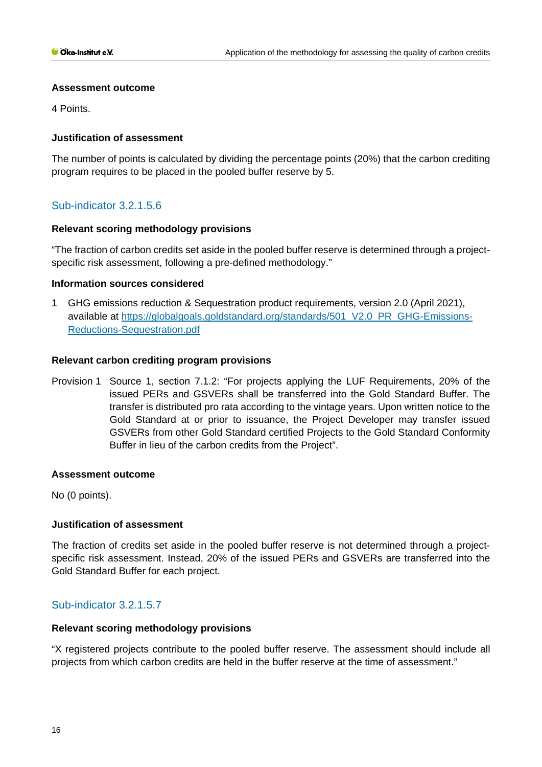#### Assessment outcome

4 Points.

#### Justification of assessment

The number of points is calculated by dividing the percentage points (20%) that the carbon crediting program requires to be placed in the pooled buffer reserve by 5.

### Sub-indicator 3.2.1.5.6

#### Relevant scoring methodology provisions

"The fraction of carbon credits set aside in the pooled buffer reserve is determined through a project-specific risk assessment, following a pre-defined methodology."

#### Information sources considered

1. GHG emissions reduction & Sequestration product requirements, version 2.0 (April 2021), available at https://globalgoals.goldstandard.org/standards/501_V2.0_PR_GHG-Emissions-Reductions-Sequestration.pdf

#### Relevant carbon crediting program provisions

Provision 1 Source 1, section 7.1.2: "For projects applying the LUF Requirements, 20% of the issued PERs and GSVERs shall be transferred into the Gold Standard Buffer. The transfer is distributed pro rata according to the vintage years. Upon written notice to the Gold Standard at or prior to issuance, the Project Developer may transfer issued GSVERs from other Gold Standard certified Projects to the Gold Standard Conformity Buffer in lieu of the carbon credits from the Project".

#### Assessment outcome

No (0 points).

#### Justification of assessment

The fraction of credits set aside in the pooled buffer reserve is not determined through a project-specific risk assessment. Instead, 20% of the issued PERs and GSVERs are transferred into the Gold Standard Buffer for each project.

### Sub-indicator 3.2.1.5.7

#### Relevant scoring methodology provisions

"X registered projects contribute to the pooled buffer reserve. The assessment should include all projects from which carbon credits are held in the buffer reserve at the time of assessment."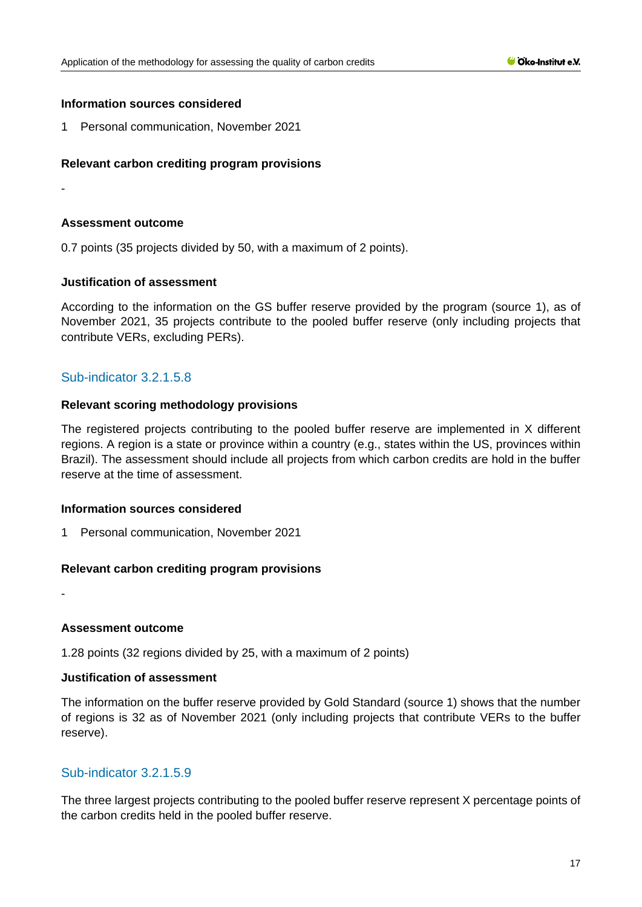**Information sources considered**

1 Personal communication, November 2021

**Relevant carbon crediting program provisions**

-

**Assessment outcome**

0.7 points (35 projects divided by 50, with a maximum of 2 points).

**Justification of assessment**

According to the information on the GS buffer reserve provided by the program (source 1), as of November 2021, 35 projects contribute to the pooled buffer reserve (only including projects that contribute VERs, excluding PERs).

## Sub-indicator 3.2.1.5.8

**Relevant scoring methodology provisions**

The registered projects contributing to the pooled buffer reserve are implemented in X different regions. A region is a state or province within a country (e.g., states within the US, provinces within Brazil). The assessment should include all projects from which carbon credits are hold in the buffer reserve at the time of assessment.

**Information sources considered**

1 Personal communication, November 2021

**Relevant carbon crediting program provisions**

-

**Assessment outcome**

1.28 points (32 regions divided by 25, with a maximum of 2 points)

**Justification of assessment**

The information on the buffer reserve provided by Gold Standard (source 1) shows that the number of regions is 32 as of November 2021 (only including projects that contribute VERs to the buffer reserve).

## Sub-indicator 3.2.1.5.9

The three largest projects contributing to the pooled buffer reserve represent X percentage points of the carbon credits held in the pooled buffer reserve.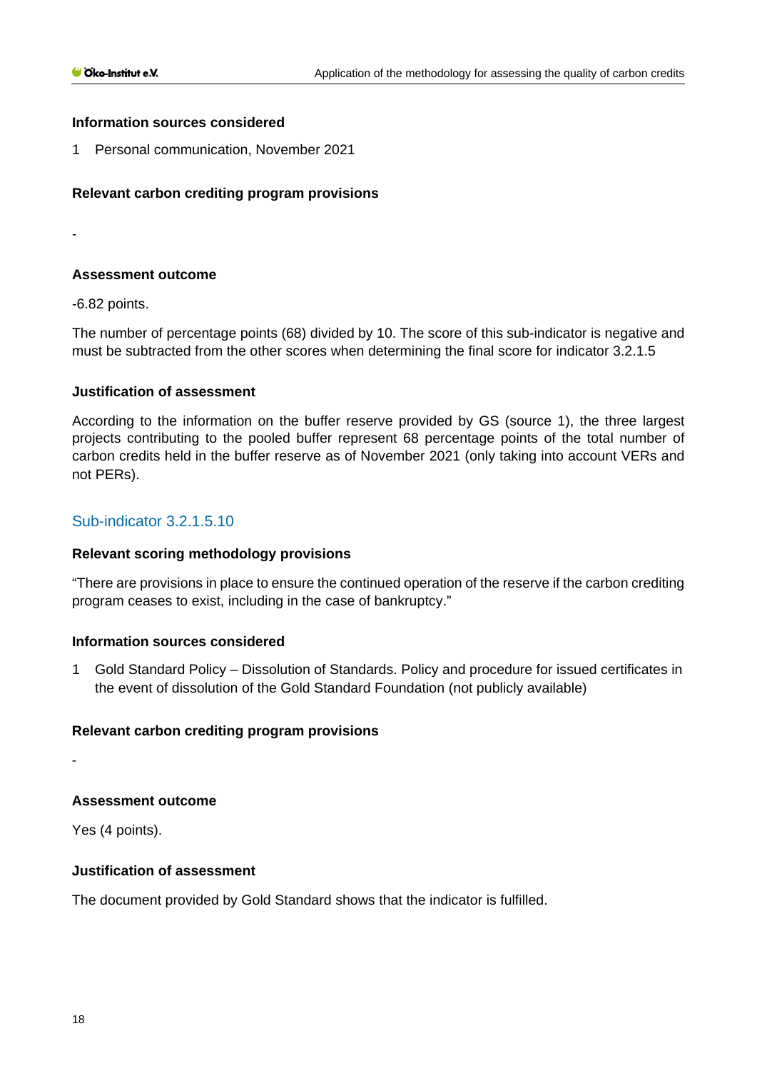**Information sources considered**

1 Personal communication, November 2021

**Relevant carbon crediting program provisions**

-

**Assessment outcome**

-6.82 points.

The number of percentage points (68) divided by 10. The score of this sub-indicator is negative and must be subtracted from the other scores when determining the final score for indicator 3.2.1.5

**Justification of assessment**

According to the information on the buffer reserve provided by GS (source 1), the three largest projects contributing to the pooled buffer represent 68 percentage points of the total number of carbon credits held in the buffer reserve as of November 2021 (only taking into account VERs and not PERs).

### Sub-indicator 3.2.1.5.10

**Relevant scoring methodology provisions**

"There are provisions in place to ensure the continued operation of the reserve if the carbon crediting program ceases to exist, including in the case of bankruptcy."

**Information sources considered**

1 Gold Standard Policy – Dissolution of Standards. Policy and procedure for issued certificates in the event of dissolution of the Gold Standard Foundation (not publicly available)

**Relevant carbon crediting program provisions**

-

**Assessment outcome**

Yes (4 points).

**Justification of assessment**

The document provided by Gold Standard shows that the indicator is fulfilled.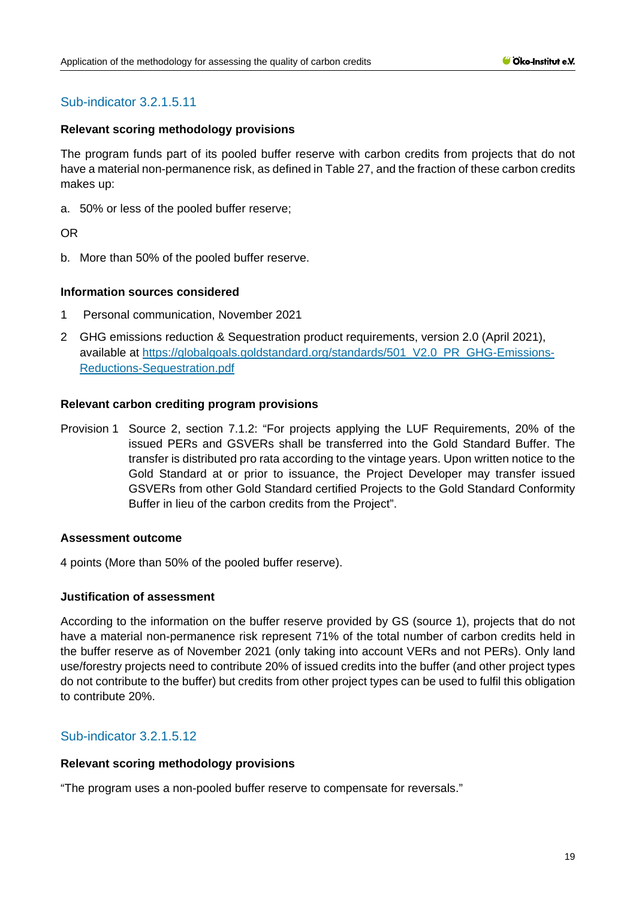### Sub-indicator 3.2.1.5.11

**Relevant scoring methodology provisions**

The program funds part of its pooled buffer reserve with carbon credits from projects that do not have a material non-permanence risk, as defined in Table 27, and the fraction of these carbon credits makes up:

a. 50% or less of the pooled buffer reserve;

OR

b. More than 50% of the pooled buffer reserve.

**Information sources considered**

1 Personal communication, November 2021

2 GHG emissions reduction & Sequestration product requirements, version 2.0 (April 2021), available at [https://globalgoals.goldstandard.org/standards/501_V2.0_PR_GHG-Emissions-Reductions-Sequestration.pdf](https://globalgoals.goldstandard.org/standards/501_V2.0_PR_GHG-Emissions-Reductions-Sequestration.pdf)

**Relevant carbon crediting program provisions**

Provision 1 Source 2, section 7.1.2: "For projects applying the LUF Requirements, 20% of the issued PERs and GSVERs shall be transferred into the Gold Standard Buffer. The transfer is distributed pro rata according to the vintage years. Upon written notice to the Gold Standard at or prior to issuance, the Project Developer may transfer issued GSVERs from other Gold Standard certified Projects to the Gold Standard Conformity Buffer in lieu of the carbon credits from the Project".

**Assessment outcome**

4 points (More than 50% of the pooled buffer reserve).

**Justification of assessment**

According to the information on the buffer reserve provided by GS (source 1), projects that do not have a material non-permanence risk represent 71% of the total number of carbon credits held in the buffer reserve as of November 2021 (only taking into account VERs and not PERs). Only land use/forestry projects need to contribute 20% of issued credits into the buffer (and other project types do not contribute to the buffer) but credits from other project types can be used to fulfil this obligation to contribute 20%.

### Sub-indicator 3.2.1.5.12

**Relevant scoring methodology provisions**

"The program uses a non-pooled buffer reserve to compensate for reversals."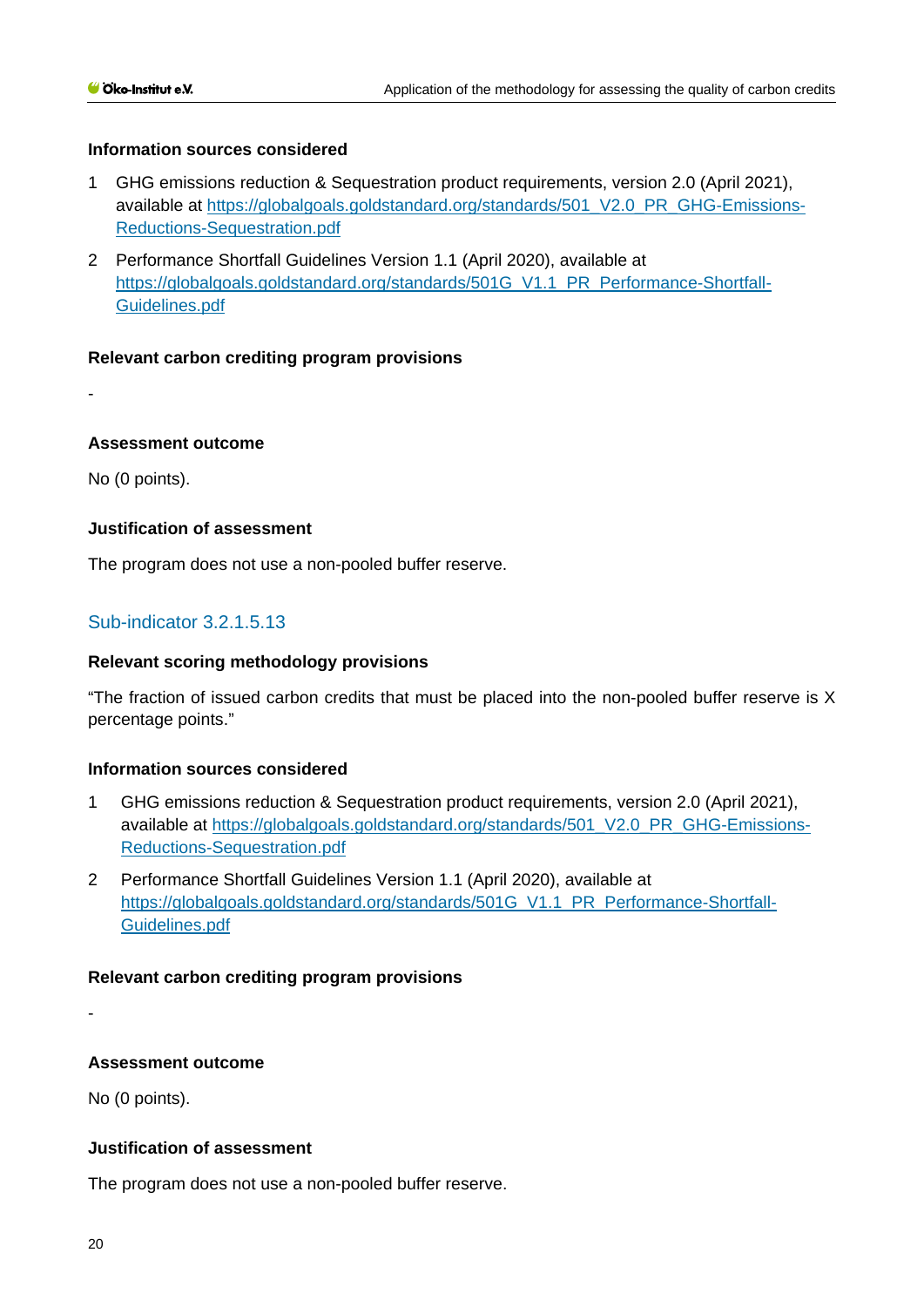#### Information sources considered

1. GHG emissions reduction & Sequestration product requirements, version 2.0 (April 2021), available at [https://globalgoals.goldstandard.org/standards/501_V2.0_PR_GHG-Emissions-Reductions-Sequestration.pdf](https://globalgoals.goldstandard.org/standards/501_V2.0_PR_GHG-Emissions-Reductions-Sequestration.pdf)
2. Performance Shortfall Guidelines Version 1.1 (April 2020), available at [https://globalgoals.goldstandard.org/standards/501G_V1.1_PR_Performance-Shortfall-Guidelines.pdf](https://globalgoals.goldstandard.org/standards/501G_V1.1_PR_Performance-Shortfall-Guidelines.pdf)

#### Relevant carbon crediting program provisions

-

#### Assessment outcome

No (0 points).

#### Justification of assessment

The program does not use a non-pooled buffer reserve.

### Sub-indicator 3.2.1.5.13

#### Relevant scoring methodology provisions

"The fraction of issued carbon credits that must be placed into the non-pooled buffer reserve is X percentage points."

#### Information sources considered

1. GHG emissions reduction & Sequestration product requirements, version 2.0 (April 2021), available at [https://globalgoals.goldstandard.org/standards/501_V2.0_PR_GHG-Emissions-Reductions-Sequestration.pdf](https://globalgoals.goldstandard.org/standards/501_V2.0_PR_GHG-Emissions-Reductions-Sequestration.pdf)
2. Performance Shortfall Guidelines Version 1.1 (April 2020), available at [https://globalgoals.goldstandard.org/standards/501G_V1.1_PR_Performance-Shortfall-Guidelines.pdf](https://globalgoals.goldstandard.org/standards/501G_V1.1_PR_Performance-Shortfall-Guidelines.pdf)

#### Relevant carbon crediting program provisions

-

#### Assessment outcome

No (0 points).

#### Justification of assessment

The program does not use a non-pooled buffer reserve.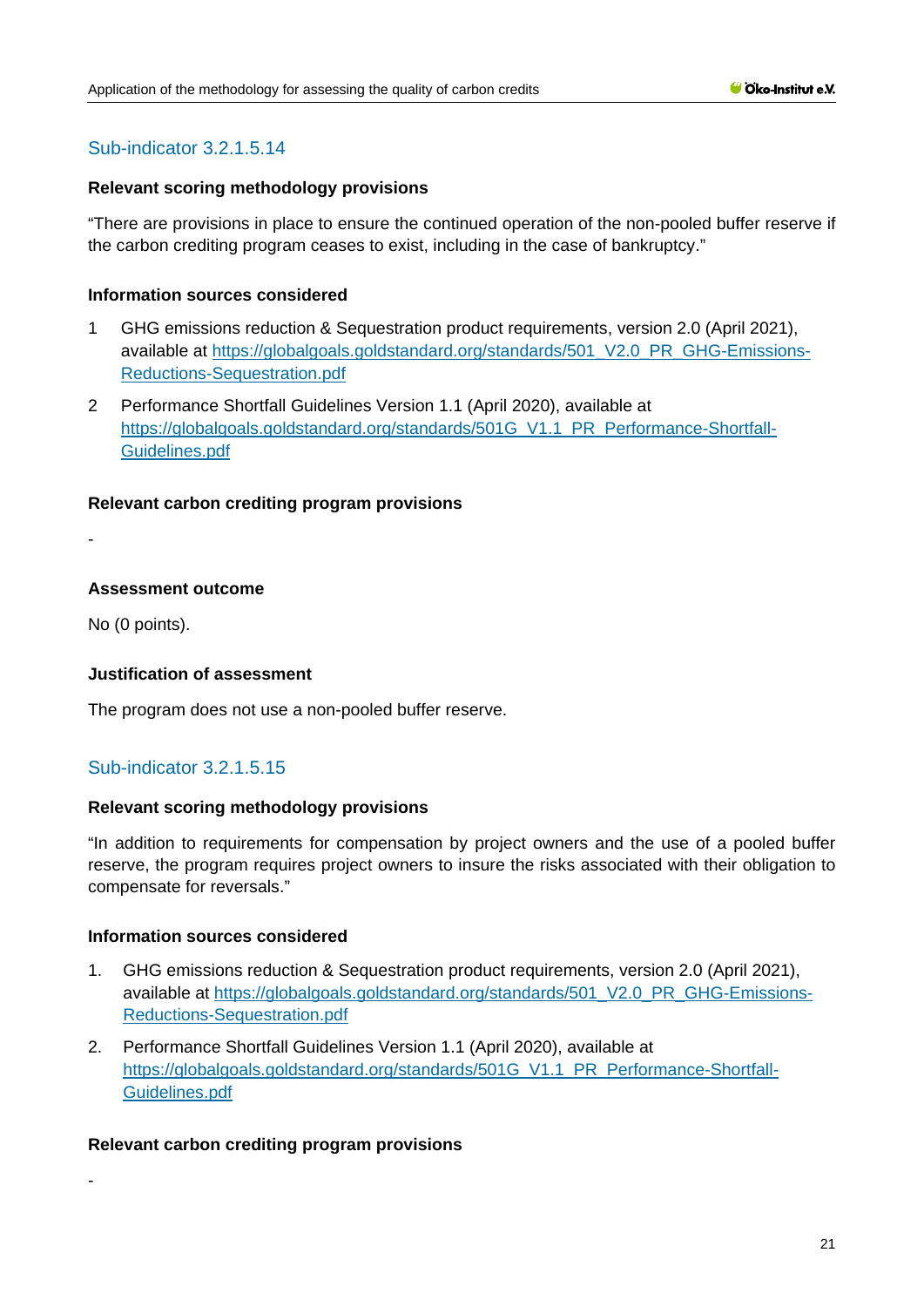## Sub-indicator 3.2.1.5.14

**Relevant scoring methodology provisions**

"There are provisions in place to ensure the continued operation of the non-pooled buffer reserve if the carbon crediting program ceases to exist, including in the case of bankruptcy."

**Information sources considered**

1. GHG emissions reduction & Sequestration product requirements, version 2.0 (April 2021), available at https://globalgoals.goldstandard.org/standards/501_V2.0_PR_GHG-Emissions-Reductions-Sequestration.pdf
2. Performance Shortfall Guidelines Version 1.1 (April 2020), available at https://globalgoals.goldstandard.org/standards/501G_V1.1_PR_Performance-Shortfall-Guidelines.pdf

**Relevant carbon crediting program provisions**

-

**Assessment outcome**

No (0 points).

**Justification of assessment**

The program does not use a non-pooled buffer reserve.

## Sub-indicator 3.2.1.5.15

**Relevant scoring methodology provisions**

"In addition to requirements for compensation by project owners and the use of a pooled buffer reserve, the program requires project owners to insure the risks associated with their obligation to compensate for reversals."

**Information sources considered**

1. GHG emissions reduction & Sequestration product requirements, version 2.0 (April 2021), available at https://globalgoals.goldstandard.org/standards/501_V2.0_PR_GHG-Emissions-Reductions-Sequestration.pdf
2. Performance Shortfall Guidelines Version 1.1 (April 2020), available at https://globalgoals.goldstandard.org/standards/501G_V1.1_PR_Performance-Shortfall-Guidelines.pdf

**Relevant carbon crediting program provisions**

-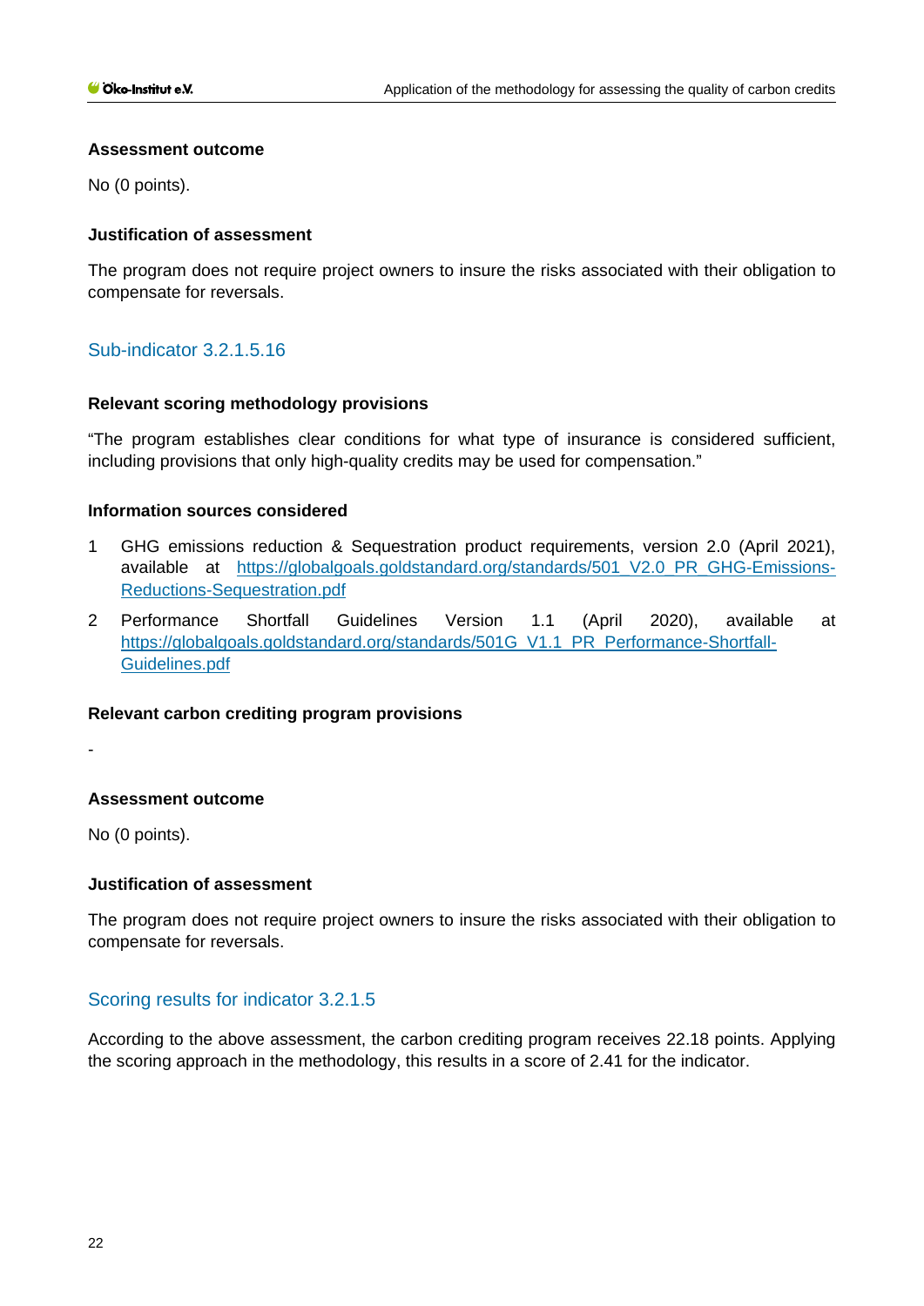**Assessment outcome**

No (0 points).

**Justification of assessment**

The program does not require project owners to insure the risks associated with their obligation to compensate for reversals.

## Sub-indicator 3.2.1.5.16

**Relevant scoring methodology provisions**

"The program establishes clear conditions for what type of insurance is considered sufficient, including provisions that only high-quality credits may be used for compensation."

**Information sources considered**

1 GHG emissions reduction & Sequestration product requirements, version 2.0 (April 2021), available at https://globalgoals.goldstandard.org/standards/501_V2.0_PR_GHG-Emissions-Reductions-Sequestration.pdf

2 Performance Shortfall Guidelines Version 1.1 (April 2020), available at https://globalgoals.goldstandard.org/standards/501G_V1.1_PR_Performance-Shortfall-Guidelines.pdf

**Relevant carbon crediting program provisions**

-

**Assessment outcome**

No (0 points).

**Justification of assessment**

The program does not require project owners to insure the risks associated with their obligation to compensate for reversals.

## Scoring results for indicator 3.2.1.5

According to the above assessment, the carbon crediting program receives 22.18 points. Applying the scoring approach in the methodology, this results in a score of 2.41 for the indicator.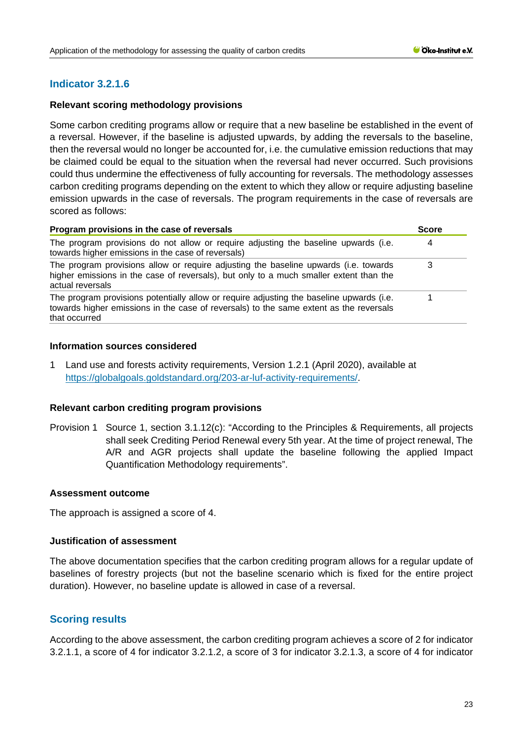## Indicator 3.2.1.6

### Relevant scoring methodology provisions

Some carbon crediting programs allow or require that a new baseline be established in the event of a reversal. However, if the baseline is adjusted upwards, by adding the reversals to the baseline, then the reversal would no longer be accounted for, i.e. the cumulative emission reductions that may be claimed could be equal to the situation when the reversal had never occurred. Such provisions could thus undermine the effectiveness of fully accounting for reversals. The methodology assesses carbon crediting programs depending on the extent to which they allow or require adjusting baseline emission upwards in the case of reversals. The program requirements in the case of reversals are scored as follows:

| Program provisions in the case of reversals | Score |
|---|---|
| The program provisions do not allow or require adjusting the baseline upwards (i.e. towards higher emissions in the case of reversals) | 4 |
| The program provisions allow or require adjusting the baseline upwards (i.e. towards higher emissions in the case of reversals), but only to a much smaller extent than the actual reversals | 3 |
| The program provisions potentially allow or require adjusting the baseline upwards (i.e. towards higher emissions in the case of reversals) to the same extent as the reversals that occurred | 1 |

### Information sources considered

1 Land use and forests activity requirements, Version 1.2.1 (April 2020), available at https://globalgoals.goldstandard.org/203-ar-luf-activity-requirements/.

### Relevant carbon crediting program provisions

Provision 1 Source 1, section 3.1.12(c): "According to the Principles & Requirements, all projects shall seek Crediting Period Renewal every 5th year. At the time of project renewal, The A/R and AGR projects shall update the baseline following the applied Impact Quantification Methodology requirements".

### Assessment outcome

The approach is assigned a score of 4.

### Justification of assessment

The above documentation specifies that the carbon crediting program allows for a regular update of baselines of forestry projects (but not the baseline scenario which is fixed for the entire project duration). However, no baseline update is allowed in case of a reversal.

## Scoring results

According to the above assessment, the carbon crediting program achieves a score of 2 for indicator 3.2.1.1, a score of 4 for indicator 3.2.1.2, a score of 3 for indicator 3.2.1.3, a score of 4 for indicator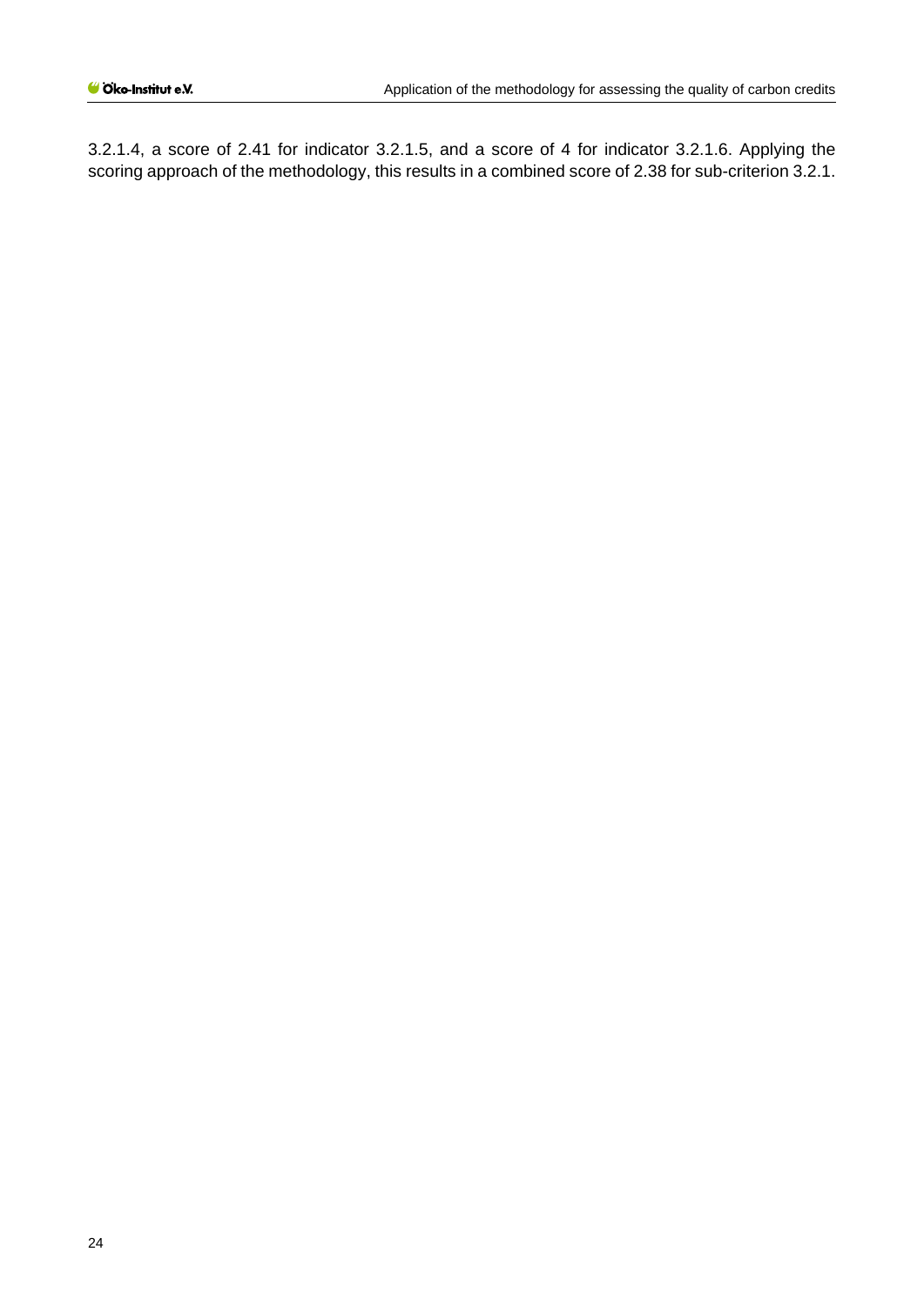3.2.1.4, a score of 2.41 for indicator 3.2.1.5, and a score of 4 for indicator 3.2.1.6. Applying the scoring approach of the methodology, this results in a combined score of 2.38 for sub-criterion 3.2.1.